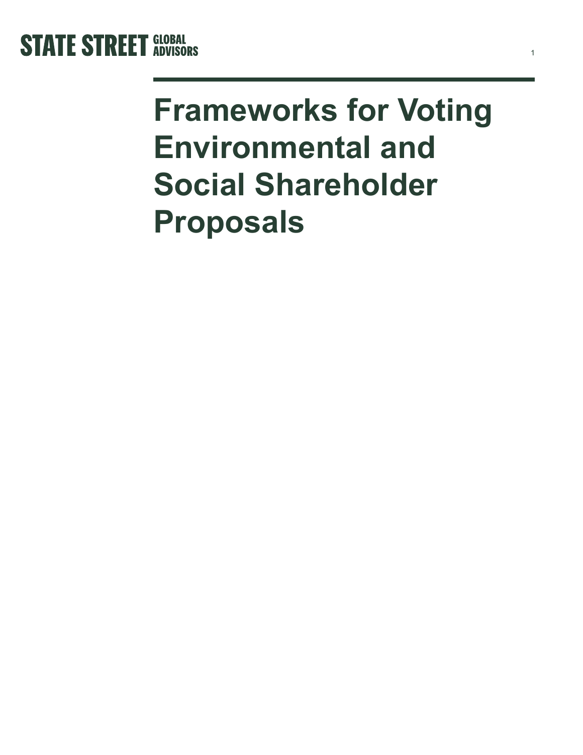STATE STREET GLOBAL ADVISORS

# Frameworks for Voting Environmental and Social Shareholder Proposals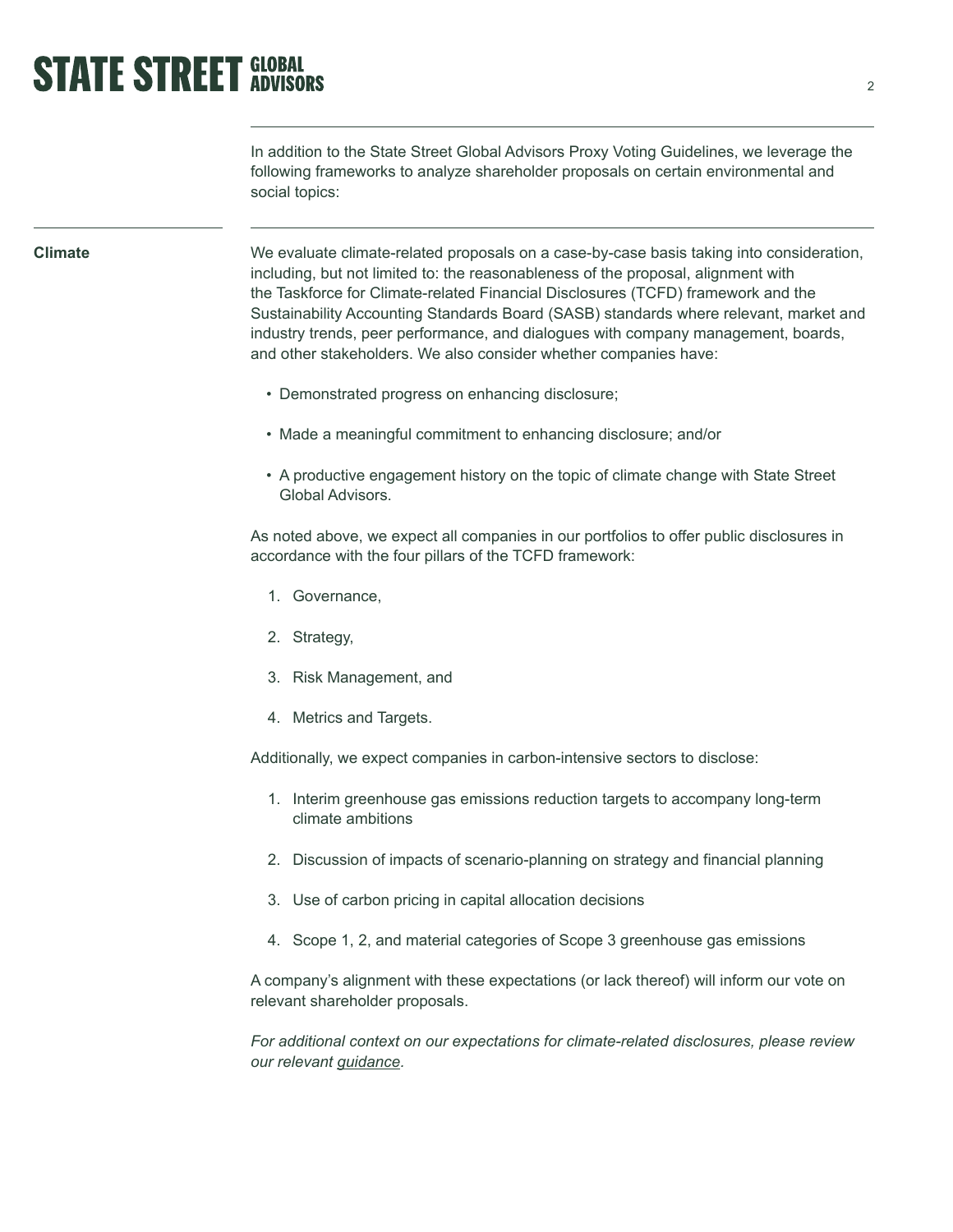In addition to the State Street Global Advisors Proxy Voting Guidelines, we leverage the following frameworks to analyze shareholder proposals on certain environmental and social topics:

**Climate**

We evaluate climate-related proposals on a case-by-case basis taking into consideration, including, but not limited to: the reasonableness of the proposal, alignment with the Taskforce for Climate-related Financial Disclosures (TCFD) framework and the Sustainability Accounting Standards Board (SASB) standards where relevant, market and industry trends, peer performance, and dialogues with company management, boards, and other stakeholders. We also consider whether companies have:

- Demonstrated progress on enhancing disclosure;
- Made a meaningful commitment to enhancing disclosure; and/or
- A productive engagement history on the topic of climate change with State Street Global Advisors.

As noted above, we expect all companies in our portfolios to offer public disclosures in accordance with the four pillars of the TCFD framework:

1. Governance,
2. Strategy,
3. Risk Management, and
4. Metrics and Targets.

Additionally, we expect companies in carbon-intensive sectors to disclose:

1. Interim greenhouse gas emissions reduction targets to accompany long-term climate ambitions
2. Discussion of impacts of scenario-planning on strategy and financial planning
3. Use of carbon pricing in capital allocation decisions
4. Scope 1, 2, and material categories of Scope 3 greenhouse gas emissions

A company's alignment with these expectations (or lack thereof) will inform our vote on relevant shareholder proposals.

*For additional context on our expectations for climate-related disclosures, please review our relevant guidance.*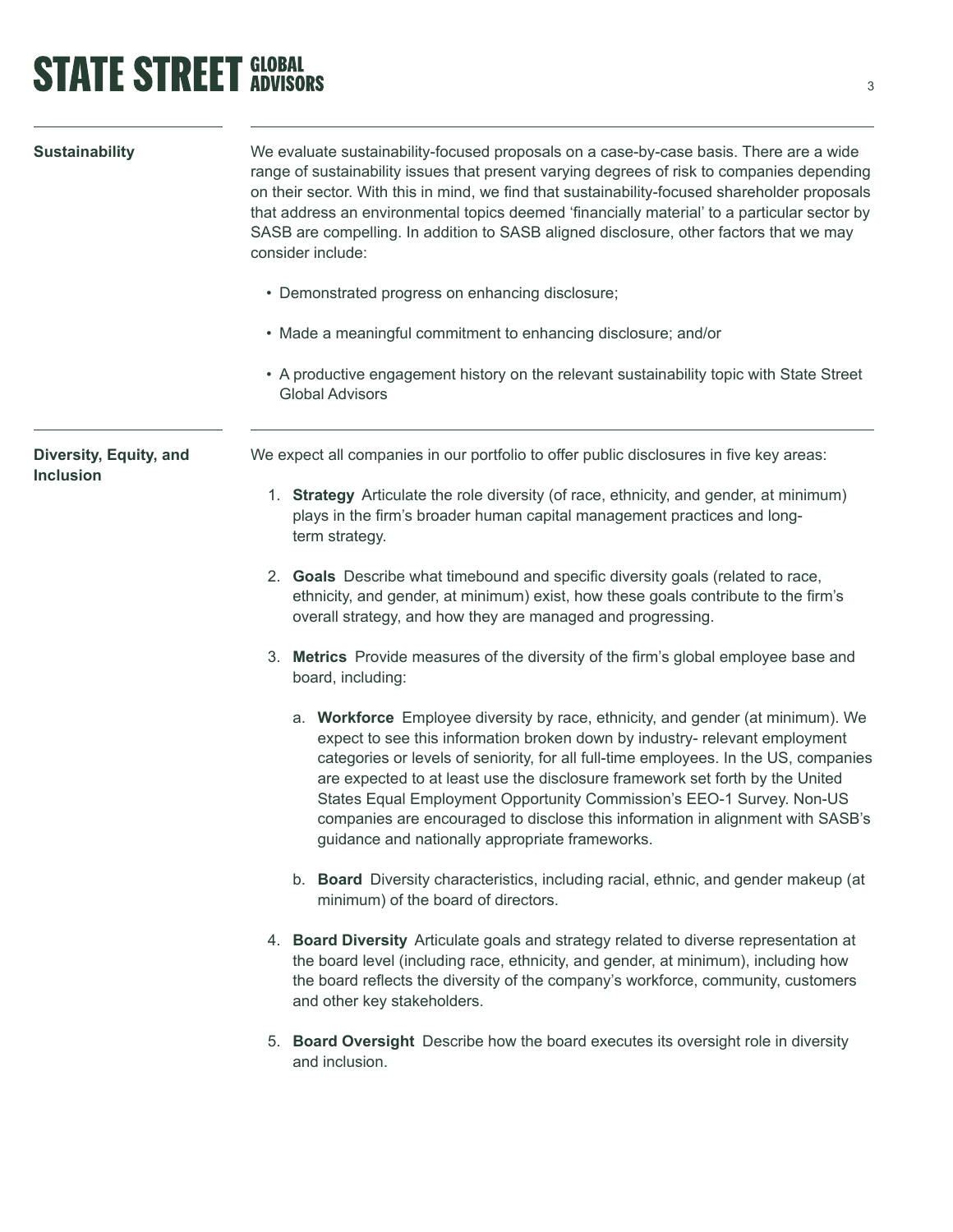## Sustainability

We evaluate sustainability-focused proposals on a case-by-case basis. There are a wide range of sustainability issues that present varying degrees of risk to companies depending on their sector. With this in mind, we find that sustainability-focused shareholder proposals that address an environmental topics deemed 'financially material' to a particular sector by SASB are compelling. In addition to SASB aligned disclosure, other factors that we may consider include:

- Demonstrated progress on enhancing disclosure;
- Made a meaningful commitment to enhancing disclosure; and/or
- A productive engagement history on the relevant sustainability topic with State Street Global Advisors

## Diversity, Equity, and Inclusion

We expect all companies in our portfolio to offer public disclosures in five key areas:

1. **Strategy** Articulate the role diversity (of race, ethnicity, and gender, at minimum) plays in the firm's broader human capital management practices and long-term strategy.
2. **Goals** Describe what timebound and specific diversity goals (related to race, ethnicity, and gender, at minimum) exist, how these goals contribute to the firm's overall strategy, and how they are managed and progressing.
3. **Metrics** Provide measures of the diversity of the firm's global employee base and board, including:
   a. **Workforce** Employee diversity by race, ethnicity, and gender (at minimum). We expect to see this information broken down by industry- relevant employment categories or levels of seniority, for all full-time employees. In the US, companies are expected to at least use the disclosure framework set forth by the United States Equal Employment Opportunity Commission's EEO-1 Survey. Non-US companies are encouraged to disclose this information in alignment with SASB's guidance and nationally appropriate frameworks.
   b. **Board** Diversity characteristics, including racial, ethnic, and gender makeup (at minimum) of the board of directors.
4. **Board Diversity** Articulate goals and strategy related to diverse representation at the board level (including race, ethnicity, and gender, at minimum), including how the board reflects the diversity of the company's workforce, community, customers and other key stakeholders.
5. **Board Oversight** Describe how the board executes its oversight role in diversity and inclusion.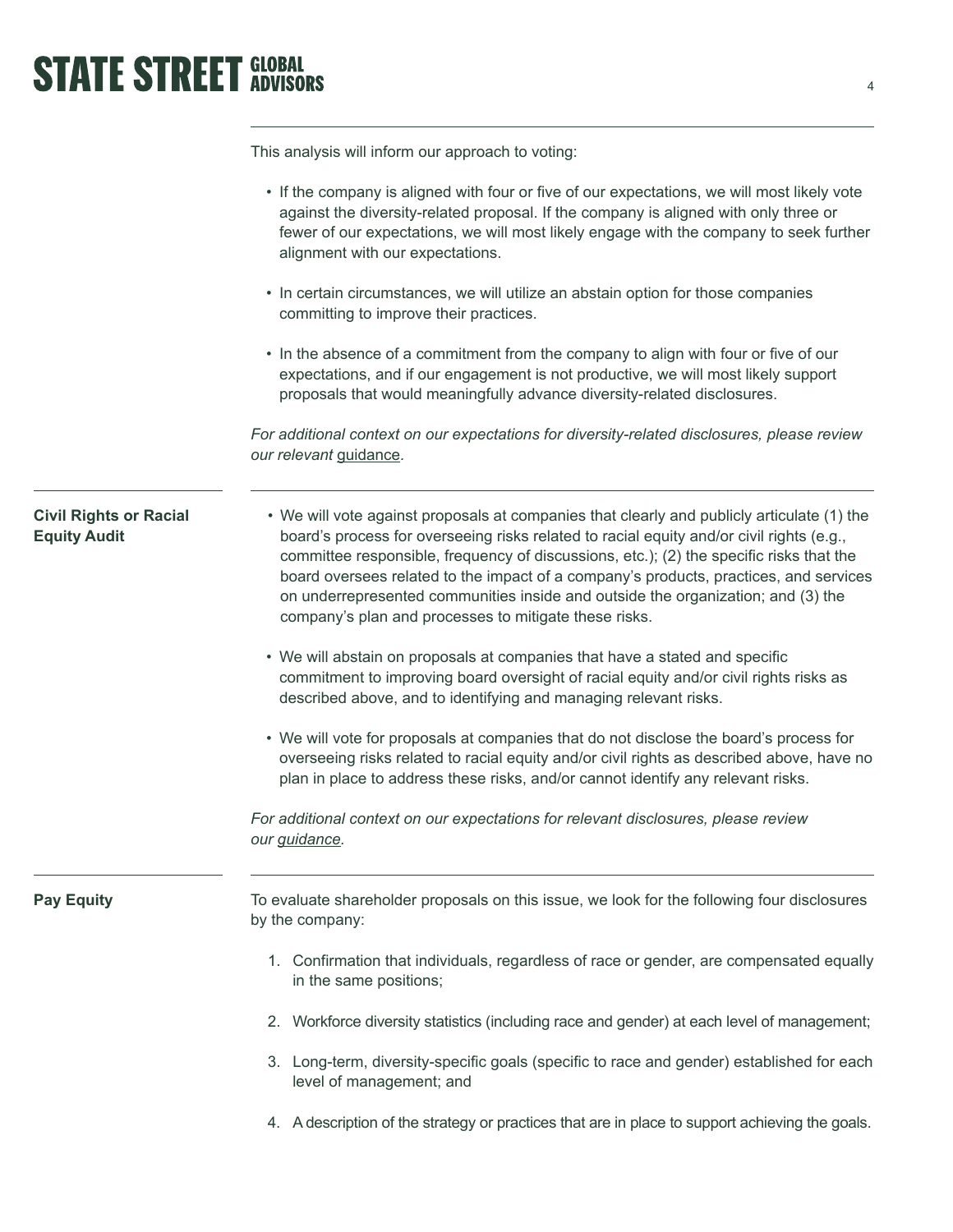This analysis will inform our approach to voting:

- If the company is aligned with four or five of our expectations, we will most likely vote against the diversity-related proposal. If the company is aligned with only three or fewer of our expectations, we will most likely engage with the company to seek further alignment with our expectations.

- In certain circumstances, we will utilize an abstain option for those companies committing to improve their practices.

- In the absence of a commitment from the company to align with four or five of our expectations, and if our engagement is not productive, we will most likely support proposals that would meaningfully advance diversity-related disclosures.

*For additional context on our expectations for diversity-related disclosures, please review our relevant guidance.*

### Civil Rights or Racial Equity Audit

- We will vote against proposals at companies that clearly and publicly articulate (1) the board's process for overseeing risks related to racial equity and/or civil rights (e.g., committee responsible, frequency of discussions, etc.); (2) the specific risks that the board oversees related to the impact of a company's products, practices, and services on underrepresented communities inside and outside the organization; and (3) the company's plan and processes to mitigate these risks.

- We will abstain on proposals at companies that have a stated and specific commitment to improving board oversight of racial equity and/or civil rights risks as described above, and to identifying and managing relevant risks.

- We will vote for proposals at companies that do not disclose the board's process for overseeing risks related to racial equity and/or civil rights as described above, have no plan in place to address these risks, and/or cannot identify any relevant risks.

*For additional context on our expectations for relevant disclosures, please review our guidance.*

### Pay Equity

To evaluate shareholder proposals on this issue, we look for the following four disclosures by the company:

1. Confirmation that individuals, regardless of race or gender, are compensated equally in the same positions;

2. Workforce diversity statistics (including race and gender) at each level of management;

3. Long-term, diversity-specific goals (specific to race and gender) established for each level of management; and

4. A description of the strategy or practices that are in place to support achieving the goals.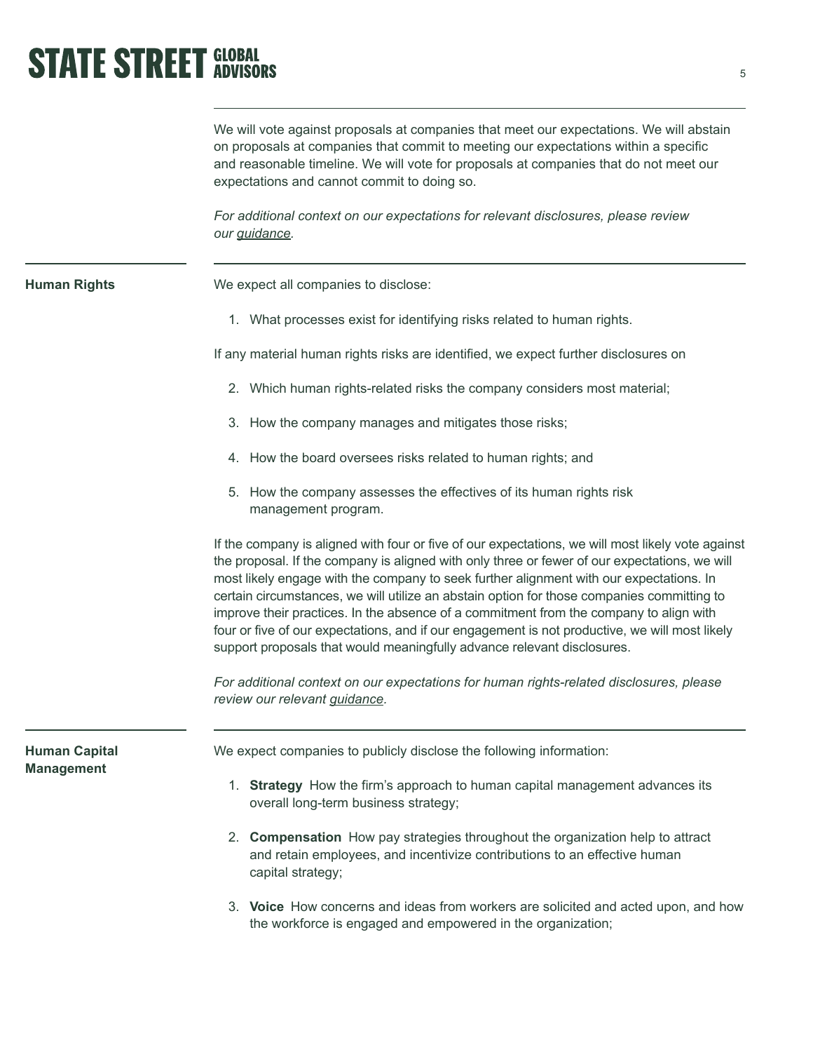We will vote against proposals at companies that meet our expectations. We will abstain on proposals at companies that commit to meeting our expectations within a specific and reasonable timeline. We will vote for proposals at companies that do not meet our expectations and cannot commit to doing so.

*For additional context on our expectations for relevant disclosures, please review our guidance.*

### Human Rights

We expect all companies to disclose:

1. What processes exist for identifying risks related to human rights.

If any material human rights risks are identified, we expect further disclosures on

2. Which human rights-related risks the company considers most material;
3. How the company manages and mitigates those risks;
4. How the board oversees risks related to human rights; and
5. How the company assesses the effectives of its human rights risk management program.

If the company is aligned with four or five of our expectations, we will most likely vote against the proposal. If the company is aligned with only three or fewer of our expectations, we will most likely engage with the company to seek further alignment with our expectations. In certain circumstances, we will utilize an abstain option for those companies committing to improve their practices. In the absence of a commitment from the company to align with four or five of our expectations, and if our engagement is not productive, we will most likely support proposals that would meaningfully advance relevant disclosures.

*For additional context on our expectations for human rights-related disclosures, please review our relevant guidance.*

### Human Capital Management

We expect companies to publicly disclose the following information:

1. **Strategy** How the firm's approach to human capital management advances its overall long-term business strategy;
2. **Compensation** How pay strategies throughout the organization help to attract and retain employees, and incentivize contributions to an effective human capital strategy;
3. **Voice** How concerns and ideas from workers are solicited and acted upon, and how the workforce is engaged and empowered in the organization;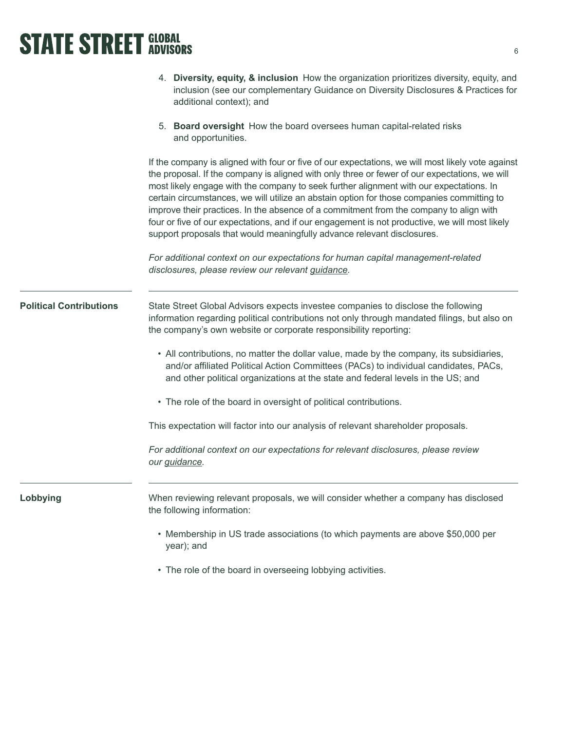4. **Diversity, equity, & inclusion** How the organization prioritizes diversity, equity, and inclusion (see our complementary Guidance on Diversity Disclosures & Practices for additional context); and

5. **Board oversight** How the board oversees human capital-related risks and opportunities.

If the company is aligned with four or five of our expectations, we will most likely vote against the proposal. If the company is aligned with only three or fewer of our expectations, we will most likely engage with the company to seek further alignment with our expectations. In certain circumstances, we will utilize an abstain option for those companies committing to improve their practices. In the absence of a commitment from the company to align with four or five of our expectations, and if our engagement is not productive, we will most likely support proposals that would meaningfully advance relevant disclosures.

*For additional context on our expectations for human capital management-related disclosures, please review our relevant guidance.*

## Political Contributions

State Street Global Advisors expects investee companies to disclose the following information regarding political contributions not only through mandated filings, but also on the company's own website or corporate responsibility reporting:

- All contributions, no matter the dollar value, made by the company, its subsidiaries, and/or affiliated Political Action Committees (PACs) to individual candidates, PACs, and other political organizations at the state and federal levels in the US; and

- The role of the board in oversight of political contributions.

This expectation will factor into our analysis of relevant shareholder proposals.

*For additional context on our expectations for relevant disclosures, please review our guidance.*

## Lobbying

When reviewing relevant proposals, we will consider whether a company has disclosed the following information:

- Membership in US trade associations (to which payments are above $50,000 per year); and

- The role of the board in overseeing lobbying activities.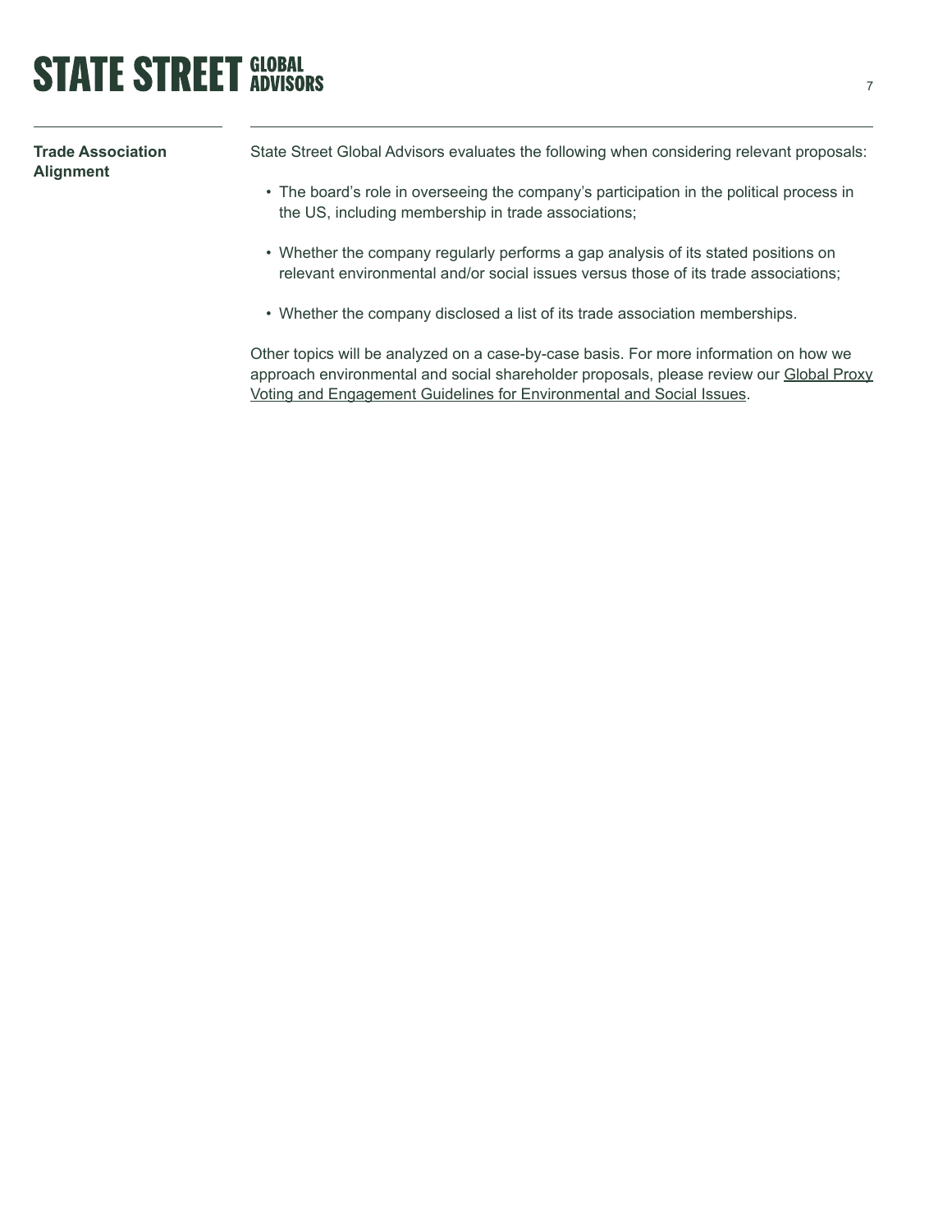### Trade Association Alignment

State Street Global Advisors evaluates the following when considering relevant proposals:

- The board's role in overseeing the company's participation in the political process in the US, including membership in trade associations;
- Whether the company regularly performs a gap analysis of its stated positions on relevant environmental and/or social issues versus those of its trade associations;
- Whether the company disclosed a list of its trade association memberships.

Other topics will be analyzed on a case-by-case basis. For more information on how we approach environmental and social shareholder proposals, please review our Global Proxy Voting and Engagement Guidelines for Environmental and Social Issues.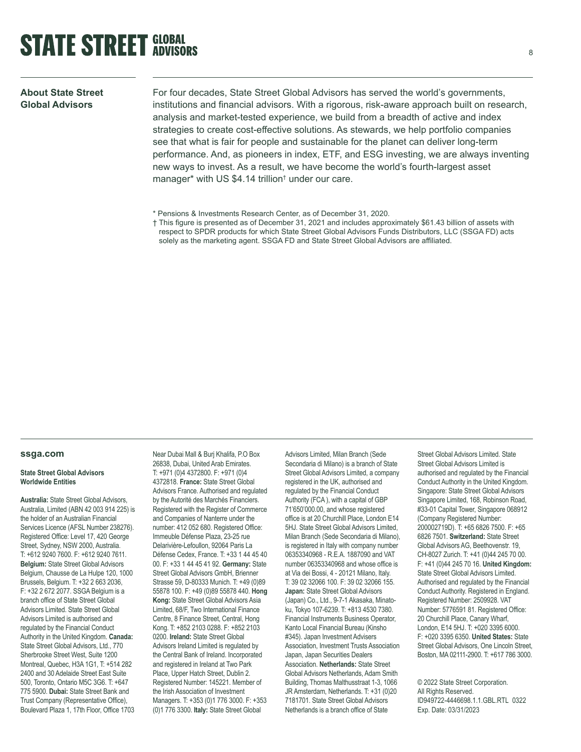## About State Street Global Advisors

For four decades, State Street Global Advisors has served the world's governments, institutions and financial advisors. With a rigorous, risk-aware approach built on research, analysis and market-tested experience, we build from a breadth of active and index strategies to create cost-effective solutions. As stewards, we help portfolio companies see that what is fair for people and sustainable for the planet can deliver long-term performance. And, as pioneers in index, ETF, and ESG investing, we are always inventing new ways to invest. As a result, we have become the world's fourth-largest asset manager* with US $4.14 trillion† under our care.

\* Pensions & Investments Research Center, as of December 31, 2020.

† This figure is presented as of December 31, 2021 and includes approximately $61.43 billion of assets with respect to SPDR products for which State Street Global Advisors Funds Distributors, LLC (SSGA FD) acts solely as the marketing agent. SSGA FD and State Street Global Advisors are affiliated.

**ssga.com**

**State Street Global Advisors Worldwide Entities**

**Australia:** State Street Global Advisors, Australia, Limited (ABN 42 003 914 225) is the holder of an Australian Financial Services Licence (AFSL Number 238276). Registered Office: Level 17, 420 George Street, Sydney, NSW 2000, Australia. T: +612 9240 7600. F: +612 9240 7611. **Belgium:** State Street Global Advisors Belgium, Chausse de La Hulpe 120, 1000 Brussels, Belgium. T: +32 2 663 2036, F: +32 2 672 2077. SSGA Belgium is a branch office of State Street Global Advisors Limited. State Street Global Advisors Limited is authorised and regulated by the Financial Conduct Authority in the United Kingdom. **Canada:** State Street Global Advisors, Ltd., 770 Sherbrooke Street West, Suite 1200 Montreal, Quebec, H3A 1G1, T: +514 282 2400 and 30 Adelaide Street East Suite 500, Toronto, Ontario M5C 3G6. T: +647 775 5900. **Dubai:** State Street Bank and Trust Company (Representative Office), Boulevard Plaza 1, 17th Floor, Office 1703 Near Dubai Mall & Burj Khalifa, P.O Box 26838, Dubai, United Arab Emirates. T: +971 (0)4 4372800. F: +971 (0)4 4372818. **France:** State Street Global Advisors France. Authorised and regulated by the Autorité des Marchés Financiers. Registered with the Register of Commerce and Companies of Nanterre under the number: 412 052 680. Registered Office: Immeuble Défense Plaza, 23-25 rue Delarivière-Lefoullon, 92064 Paris La Défense Cedex, France. T: +33 1 44 45 40 00. F: +33 1 44 45 41 92. **Germany:** State Street Global Advisors GmbH, Brienner Strasse 59, D-80333 Munich. T: +49 (0)89 55878 100. F: +49 (0)89 55878 440. **Hong Kong:** State Street Global Advisors Asia Limited, 68/F, Two International Finance Centre, 8 Finance Street, Central, Hong Kong. T: +852 2103 0288. F: +852 2103 0200. **Ireland:** State Street Global Advisors Ireland Limited is regulated by the Central Bank of Ireland. Incorporated and registered in Ireland at Two Park Place, Upper Hatch Street, Dublin 2. Registered Number: 145221. Member of the Irish Association of Investment Managers. T: +353 (0)1 776 3000. F: +353 (0)1 776 3300. **Italy:** State Street Global Advisors Limited, Milan Branch (Sede Secondaria di Milano) is a branch of State Street Global Advisors Limited, a company registered in the UK, authorised and regulated by the Financial Conduct Authority (FCA ), with a capital of GBP 71'650'000.00, and whose registered office is at 20 Churchill Place, London E14 5HJ. State Street Global Advisors Limited, Milan Branch (Sede Secondaria di Milano), is registered in Italy with company number 06353340968 - R.E.A. 1887090 and VAT number 06353340968 and whose office is at Via dei Bossi, 4 - 20121 Milano, Italy. T: 39 02 32066 100. F: 39 02 32066 155. **Japan:** State Street Global Advisors (Japan) Co., Ltd., 9-7-1 Akasaka, Minato-ku, Tokyo 107-6239. T: +813 4530 7380. Financial Instruments Business Operator, Kanto Local Financial Bureau (Kinsho #345). Japan Investment Advisers Association, Investment Trusts Association Japan, Japan Securities Dealers Association. **Netherlands:** State Street Global Advisors Netherlands, Adam Smith Building, Thomas Malthusstraat 1-3, 1066 JR Amsterdam, Netherlands. T: +31 (0)20 7181701. State Street Global Advisors Netherlands is a branch office of State Street Global Advisors Limited. State Street Global Advisors Limited is authorised and regulated by the Financial Conduct Authority in the United Kingdom. Singapore: State Street Global Advisors Singapore Limited, 168, Robinson Road, #33-01 Capital Tower, Singapore 068912 (Company Registered Number: 200002719D). T: +65 6826 7500. F: +65 6826 7501. **Switzerland:** State Street Global Advisors AG, Beethovenstr. 19, CH-8027 Zurich. T: +41 (0)44 245 70 00. F: +41 (0)44 245 70 16. **United Kingdom:** State Street Global Advisors Limited. Authorised and regulated by the Financial Conduct Authority. Registered in England. Registered Number: 2509928. VAT Number: 5776591 81. Registered Office: 20 Churchill Place, Canary Wharf, London, E14 5HJ. T: +020 3395 6000. F: +020 3395 6350. **United States:** State Street Global Advisors, One Lincoln Street, Boston, MA 02111-2900. T: +617 786 3000.

© 2022 State Street Corporation.
All Rights Reserved.
ID949722-4446698.1.1.GBL.RTL 0322
Exp. Date: 03/31/2023